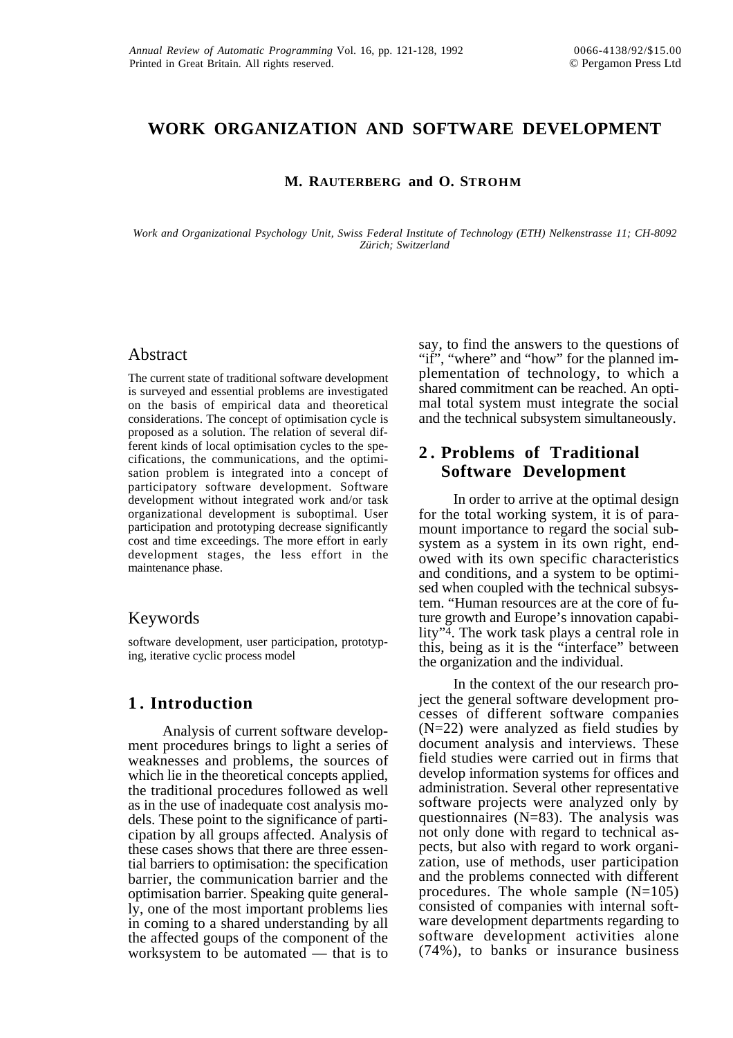# WORK ORGANIZATION AND SOFTWARE DEVELOPMENT

**M. RAUTERBERG and O. STROHM**

*Work and Organizational Psychology Unit, Swiss Federal Institute of Technology (ETH) Nelkenstrasse 11; CH-8092 Zürich; Switzerland*

## Abstract

The current state of traditional software development is surveyed and essential problems are investigated on the basis of empirical data and theoretical considerations. The concept of optimisation cycle is proposed as a solution. The relation of several different kinds of local optimisation cycles to the specifications, the communications, and the optimisation problem is integrated into a concept of participatory software development. Software development without integrated work and/or task organizational development is suboptimal. User participation and prototyping decrease significantly cost and time exceedings. The more effort in early development stages, the less effort in the maintenance phase.

## Keywords

software development, user participation, prototyping, iterative cyclic process model

## 1. Introduction

Analysis of current software development procedures brings to light a series of weaknesses and problems, the sources of which lie in the theoretical concepts applied, the traditional procedures followed as well as in the use of inadequate cost analysis models. These point to the significance of participation by all groups affected. Analysis of these cases shows that there are three essential barriers to optimisation: the specification barrier, the communication barrier and the optimisation barrier. Speaking quite generally, one of the most important problems lies in coming to a shared understanding by all the affected goups of the component of the worksystem to be automated — that is to say, to find the answers to the questions of "if", "where" and "how" for the planned implementation of technology, to which a shared commitment can be reached. An optimal total system must integrate the social and the technical subsystem simultaneously.

## 2. Problems of Traditional Software Development

In order to arrive at the optimal design for the total working system, it is of paramount importance to regard the social subsystem as a system in its own right, endowed with its own specific characteristics and conditions, and a system to be optimised when coupled with the technical subsystem. "Human resources are at the core of future growth and Europe's innovation capability"[4]. The work task plays a central role in this, being as it is the "interface" between the organization and the individual.

In the context of the our research project the general software development processes of different software companies (N=22) were analyzed as field studies by document analysis and interviews. These field studies were carried out in firms that develop information systems for offices and administration. Several other representative software projects were analyzed only by questionnaires (N=83). The analysis was not only done with regard to technical aspects, but also with regard to work organization, use of methods, user participation and the problems connected with different procedures. The whole sample (N=105) consisted of companies with internal software development departments regarding to software development activities alone (74%), to banks or insurance business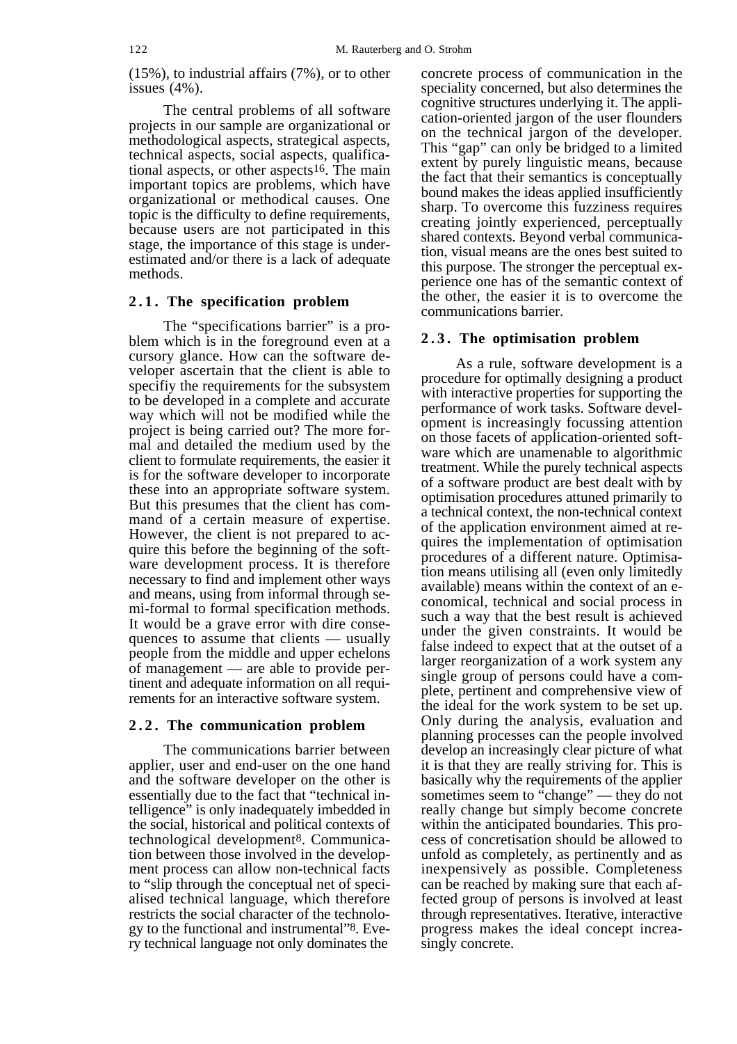(15%), to industrial affairs (7%), or to other issues (4%).

The central problems of all software projects in our sample are organizational or methodological aspects, strategical aspects, technical aspects, social aspects, qualificational aspects, or other aspects[16]. The main important topics are problems, which have organizational or methodical causes. One topic is the difficulty to define requirements, because users are not participated in this stage, the importance of this stage is underestimated and/or there is a lack of adequate methods.

## 2.1. The specification problem

The "specifications barrier" is a problem which is in the foreground even at a cursory glance. How can the software developer ascertain that the client is able to specifiy the requirements for the subsystem to be developed in a complete and accurate way which will not be modified while the project is being carried out? The more formal and detailed the medium used by the client to formulate requirements, the easier it is for the software developer to incorporate these into an appropriate software system. But this presumes that the client has command of a certain measure of expertise. However, the client is not prepared to acquire this before the beginning of the software development process. It is therefore necessary to find and implement other ways and means, using from informal through semi-formal to formal specification methods. It would be a grave error with dire consequences to assume that clients — usually people from the middle and upper echelons of management — are able to provide pertinent and adequate information on all requirements for an interactive software system.

## 2.2. The communication problem

The communications barrier between applier, user and end-user on the one hand and the software developer on the other is essentially due to the fact that "technical intelligence" is only inadequately imbedded in the social, historical and political contexts of technological development[8]. Communication between those involved in the development process can allow non-technical facts to "slip through the conceptual net of specialised technical language, which therefore restricts the social character of the technology to the functional and instrumental"[8]. Every technical language not only dominates the concrete process of communication in the speciality concerned, but also determines the cognitive structures underlying it. The application-oriented jargon of the user flounders on the technical jargon of the developer. This "gap" can only be bridged to a limited extent by purely linguistic means, because the fact that their semantics is conceptually bound makes the ideas applied insufficiently sharp. To overcome this fuzziness requires creating jointly experienced, perceptually shared contexts. Beyond verbal communication, visual means are the ones best suited to this purpose. The stronger the perceptual experience one has of the semantic context of the other, the easier it is to overcome the communications barrier.

## 2.3. The optimisation problem

As a rule, software development is a procedure for optimally designing a product with interactive properties for supporting the performance of work tasks. Software development is increasingly focussing attention on those facets of application-oriented software which are unamenable to algorithmic treatment. While the purely technical aspects of a software product are best dealt with by optimisation procedures attuned primarily to a technical context, the non-technical context of the application environment aimed at requires the implementation of optimisation procedures of a different nature. Optimisation means utilising all (even only limitedly available) means within the context of an economical, technical and social process in such a way that the best result is achieved under the given constraints. It would be false indeed to expect that at the outset of a larger reorganization of a work system any single group of persons could have a complete, pertinent and comprehensive view of the ideal for the work system to be set up. Only during the analysis, evaluation and planning processes can the people involved develop an increasingly clear picture of what it is that they are really striving for. This is basically why the requirements of the applier sometimes seem to "change" — they do not really change but simply become concrete within the anticipated boundaries. This process of concretisation should be allowed to unfold as completely, as pertinently and as inexpensively as possible. Completeness can be reached by making sure that each affected group of persons is involved at least through representatives. Iterative, interactive progress makes the ideal concept increasingly concrete.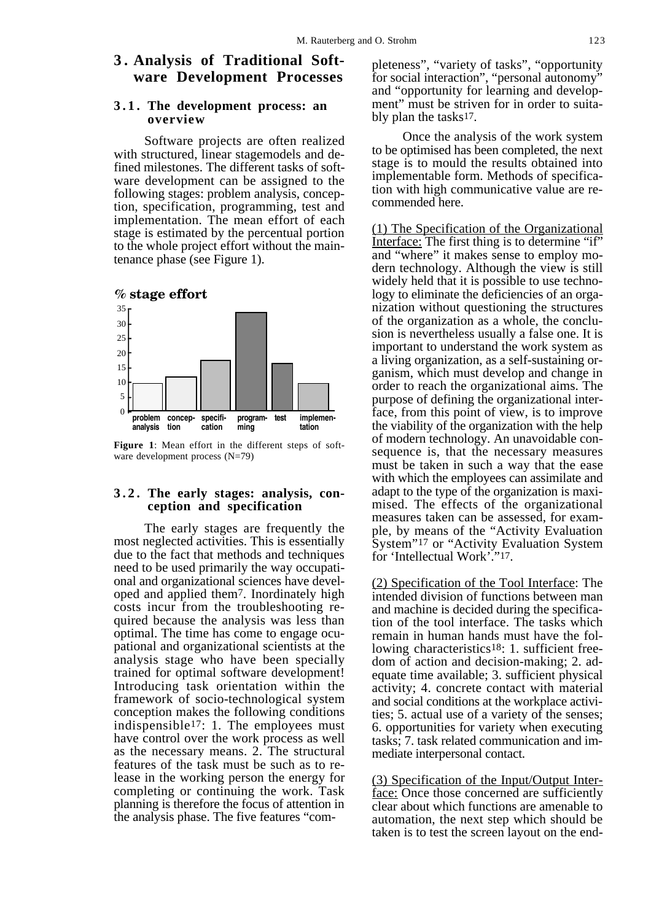## 3. Analysis of Traditional Software Development Processes

### 3.1. The development process: an overview

Software projects are often realized with structured, linear stagemodels and defined milestones. The different tasks of software development can be assigned to the following stages: problem analysis, conception, specification, programming, test and implementation. The mean effort of each stage is estimated by the percentual portion to the whole project effort without the maintenance phase (see Figure 1).

**Figure 1**: Mean effort in the different steps of software development process (N=79)

### 3.2. The early stages: analysis, conception and specification

The early stages are frequently the most neglected activities. This is essentially due to the fact that methods and techniques need to be used primarily the way occupational and organizational sciences have developed and applied them[7]. Inordinately high costs incur from the troubleshooting required because the analysis was less than optimal. The time has come to engage ocupational and organizational scientists at the analysis stage who have been specially trained for optimal software development! Introducing task orientation within the framework of socio-technological system conception makes the following conditions indispensible[17]: 1. The employees must have control over the work process as well as the necessary means. 2. The structural features of the task must be such as to release in the working person the energy for completing or continuing the work. Task planning is therefore the focus of attention in the analysis phase. The five features "completeness", "variety of tasks", "opportunity for social interaction", "personal autonomy" and "opportunity for learning and development" must be striven for in order to suitably plan the tasks[17].

Once the analysis of the work system to be optimised has been completed, the next stage is to mould the results obtained into implementable form. Methods of specification with high communicative value are recommended here.

(1) The Specification of the Organizational Interface: The first thing is to determine "if" and "where" it makes sense to employ modern technology. Although the view is still widely held that it is possible to use technology to eliminate the deficiencies of an organization without questioning the structures of the organization as a whole, the conclusion is nevertheless usually a false one. It is important to understand the work system as a living organization, as a self-sustaining organism, which must develop and change in order to reach the organizational aims. The purpose of defining the organizational interface, from this point of view, is to improve the viability of the organization with the help of modern technology. An unavoidable consequence is, that the necessary measures must be taken in such a way that the ease with which the employees can assimilate and adapt to the type of the organization is maximised. The effects of the organizational measures taken can be assessed, for example, by means of the "Activity Evaluation System"[17] or "Activity Evaluation System for 'Intellectual Work'."[17].

(2) Specification of the Tool Interface: The intended division of functions between man and machine is decided during the specification of the tool interface. The tasks which remain in human hands must have the following characteristics[18]: 1. sufficient freedom of action and decision-making; 2. adequate time available; 3. sufficient physical activity; 4. concrete contact with material and social conditions at the workplace activities; 5. actual use of a variety of the senses; 6. opportunities for variety when executing tasks; 7. task related communication and immediate interpersonal contact.

(3) Specification of the Input/Output Interface: Once those concerned are sufficiently clear about which functions are amenable to automation, the next step which should be taken is to test the screen layout on the end-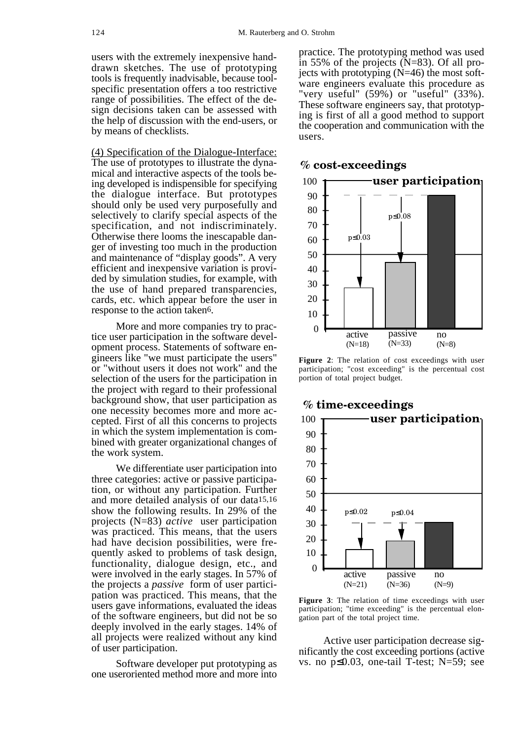users with the extremely inexpensive hand-drawn sketches. The use of prototyping tools is frequently inadvisable, because tool-specific presentation offers a too restrictive range of possibilities. The effect of the design decisions taken can be assessed with the help of discussion with the end-users, or by means of checklists.

(4) Specification of the Dialogue-Interface: The use of prototypes to illustrate the dynamical and interactive aspects of the tools being developed is indispensible for specifying the dialogue interface. But prototypes should only be used very purposefully and selectively to clarify special aspects of the specification, and not indiscriminately. Otherwise there looms the inescapable danger of investing too much in the production and maintenance of "display goods". A very efficient and inexpensive variation is provided by simulation studies, for example, with the use of hand prepared transparencies, cards, etc. which appear before the user in response to the action taken[6].

More and more companies try to practice user participation in the software development process. Statements of software engineers like "we must participate the users" or "without users it does not work" and the selection of the users for the participation in the project with regard to their professional background show, that user participation as one necessity becomes more and more accepted. First of all this concerns to projects in which the system implementation is combined with greater organizational changes of the work system.

We differentiate user participation into three categories: active or passive participation, or without any participation. Further and more detailed analysis of our data[15,16] show the following results. In 29% of the projects (N=83) *active* user participation was practiced. This means, that the users had have decision possibilities, were frequently asked to problems of task design, functionality, dialogue design, etc., and were involved in the early stages. In 57% of the projects a *passive* form of user participation was practiced. This means, that the users gave informations, evaluated the ideas of the software engineers, but did not be so deeply involved in the early stages. 14% of all projects were realized without any kind of user participation.

Software developer put prototyping as one useroriented method more and more into practice. The prototyping method was used in 55% of the projects (N=83). Of all projects with prototyping (N=46) the most software engineers evaluate this procedure as "very useful" (59%) or "useful" (33%). These software engineers say, that prototyping is first of all a good method to support the cooperation and communication with the users.

**Figure 2**: The relation of cost exceedings with user participation; "cost exceeding" is the percentual cost portion of total project budget.

**Figure 3**: The relation of time exceedings with user participation; "time exceeding" is the percentual elongation part of the total project time.

Active user participation decrease significantly the cost exceeding portions (active vs. no $p \leq 0.03$, one-tail T-test; N=59; see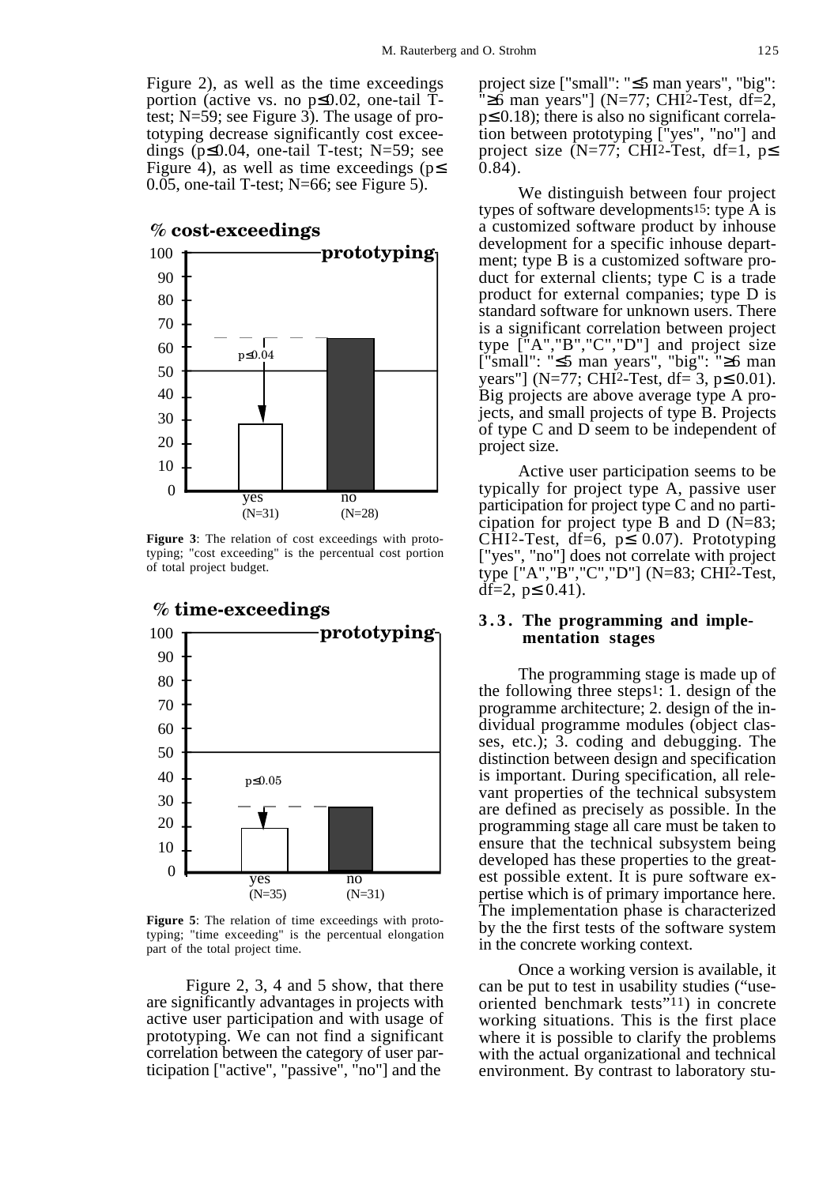Figure 2), as well as the time exceedings portion (active vs. no $p \leq 0.02$, one-tail T-test; N=59; see Figure 3). The usage of prototyping decrease significantly cost exceedings ($p \leq 0.04$, one-tail T-test; N=59; see Figure 4), as well as time exceedings ($p \leq 0.05$, one-tail T-test; N=66; see Figure 5).

**Figure 3**: The relation of cost exceedings with prototyping; "cost exceeding" is the percentual cost portion of total project budget.

**Figure 5**: The relation of time exceedings with prototyping; "time exceeding" is the percentual elongation part of the total project time.

Figure 2, 3, 4 and 5 show, that there are significantly advantages in projects with active user participation and with usage of prototyping. We can not find a significant correlation between the category of user participation ["active", "passive", "no"] and the project size ["small": "≤5 man years", "big": "≥6 man years"] (N=77; CHI[2]-Test, df=2, $p \leq 0.18$); there is also no significant correlation between prototyping ["yes", "no"] and project size (N=77; CHI[2]-Test, df=1, $p \leq 0.84$).

We distinguish between four project types of software developments[15]: type A is a customized software product by inhouse development for a specific inhouse department; type B is a customized software product for external clients; type C is a trade product for external companies; type D is standard software for unknown users. There is a significant correlation between project type ["A","B","C","D"] and project size ["small": "≤5 man years", "big": "≥6 man years"] (N=77; CHI[2]-Test, df= 3, $p \leq 0.01$). Big projects are above average type A projects, and small projects of type B. Projects of type C and D seem to be independent of project size.

Active user participation seems to be typically for project type A, passive user participation for project type C and no participation for project type B and D (N=83; CHI[2]-Test, df=6, $p \leq 0.07$). Prototyping ["yes", "no"] does not correlate with project type ["A","B","C","D"] (N=83; CHI[2]-Test, df=2, $p \leq 0.41$).

### 3.3. The programming and implementation stages

The programming stage is made up of the following three steps[1]: 1. design of the programme architecture; 2. design of the individual programme modules (object classes, etc.); 3. coding and debugging. The distinction between design and specification is important. During specification, all relevant properties of the technical subsystem are defined as precisely as possible. In the programming stage all care must be taken to ensure that the technical subsystem being developed has these properties to the greatest possible extent. It is pure software expertise which is of primary importance here. The implementation phase is characterized by the the first tests of the software system in the concrete working context.

Once a working version is available, it can be put to test in usability studies ("use-oriented benchmark tests"[11]) in concrete working situations. This is the first place where it is possible to clarify the problems with the actual organizational and technical environment. By contrast to laboratory stu-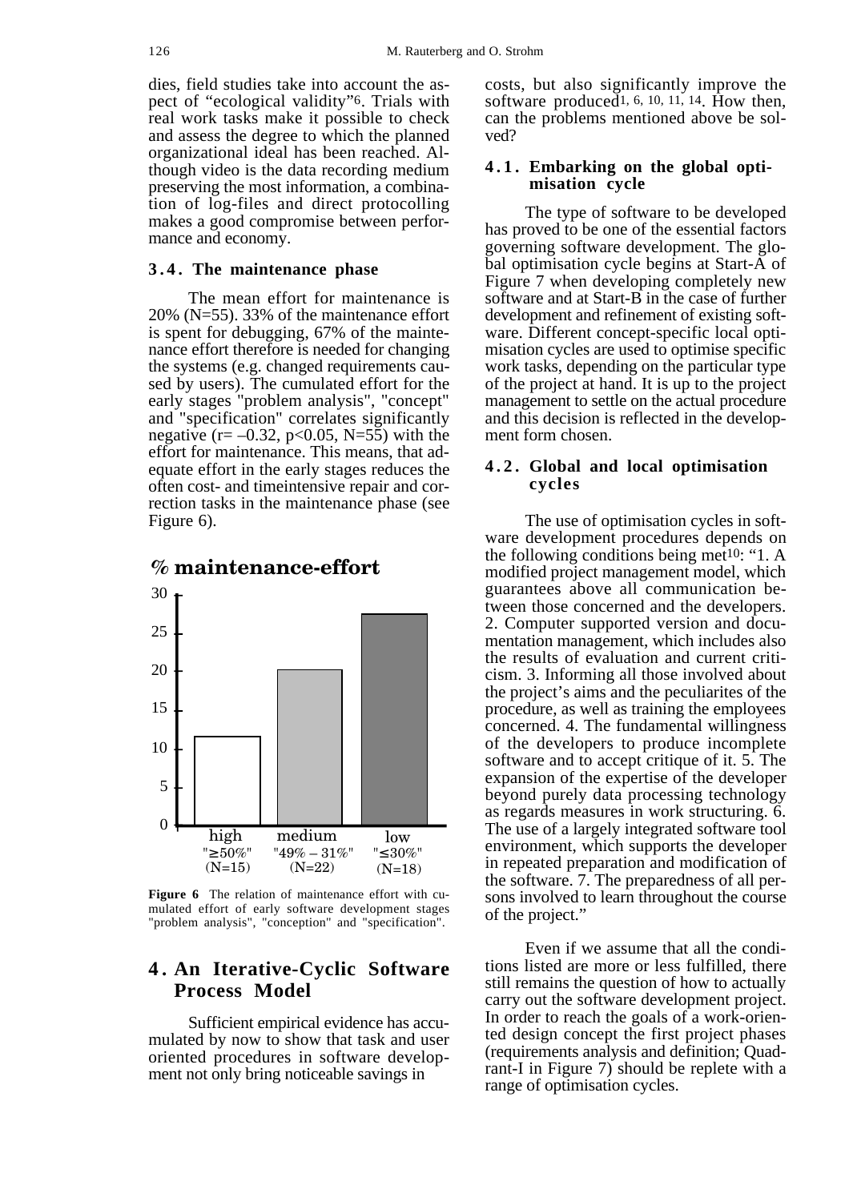dies, field studies take into account the aspect of "ecological validity"[6]. Trials with real work tasks make it possible to check and assess the degree to which the planned organizational ideal has been reached. Although video is the data recording medium preserving the most information, a combination of log-files and direct protocolling makes a good compromise between performance and economy.

### 3.4. The maintenance phase

The mean effort for maintenance is 20% (N=55). 33% of the maintenance effort is spent for debugging, 67% of the maintenance effort therefore is needed for changing the systems (e.g. changed requirements caused by users). The cumulated effort for the early stages "problem analysis", "concept" and "specification" correlates significantly negative ($r = -0.32$, $p < 0.05$, N=55) with the effort for maintenance. This means, that adequate effort in the early stages reduces the often cost- and timeintensive repair and correction tasks in the maintenance phase (see Figure 6).

**% maintenance-effort**

| | high "≥50%" (N=15) | medium "49% – 31%" (N=22) | low "≤30%" (N=18) |
|---|---|---|---|
| % maintenance-effort | ~12 | ~20 | ~27 |

**Figure 6** The relation of maintenance effort with cumulated effort of early software development stages "problem analysis", "conception" and "specification".

## 4. An Iterative-Cyclic Software Process Model

Sufficient empirical evidence has accumulated by now to show that task and user oriented procedures in software development not only bring noticeable savings in costs, but also significantly improve the software produced[1, 6, 10, 11, 14]. How then, can the problems mentioned above be solved?

### 4.1. Embarking on the global optimisation cycle

The type of software to be developed has proved to be one of the essential factors governing software development. The global optimisation cycle begins at Start-A of Figure 7 when developing completely new software and at Start-B in the case of further development and refinement of existing software. Different concept-specific local optimisation cycles are used to optimise specific work tasks, depending on the particular type of the project at hand. It is up to the project management to settle on the actual procedure and this decision is reflected in the development form chosen.

### 4.2. Global and local optimisation cycles

The use of optimisation cycles in software development procedures depends on the following conditions being met[10]: "1. A modified project management model, which guarantees above all communication between those concerned and the developers. 2. Computer supported version and documentation management, which includes also the results of evaluation and current criticism. 3. Informing all those involved about the project's aims and the peculiarites of the procedure, as well as training the employees concerned. 4. The fundamental willingness of the developers to produce incomplete software and to accept critique of it. 5. The expansion of the expertise of the developer beyond purely data processing technology as regards measures in work structuring. 6. The use of a largely integrated software tool environment, which supports the developer in repeated preparation and modification of the software. 7. The preparedness of all persons involved to learn throughout the course of the project."

Even if we assume that all the conditions listed are more or less fulfilled, there still remains the question of how to actually carry out the software development project. In order to reach the goals of a work-oriented design concept the first project phases (requirements analysis and definition; Quadrant-I in Figure 7) should be replete with a range of optimisation cycles.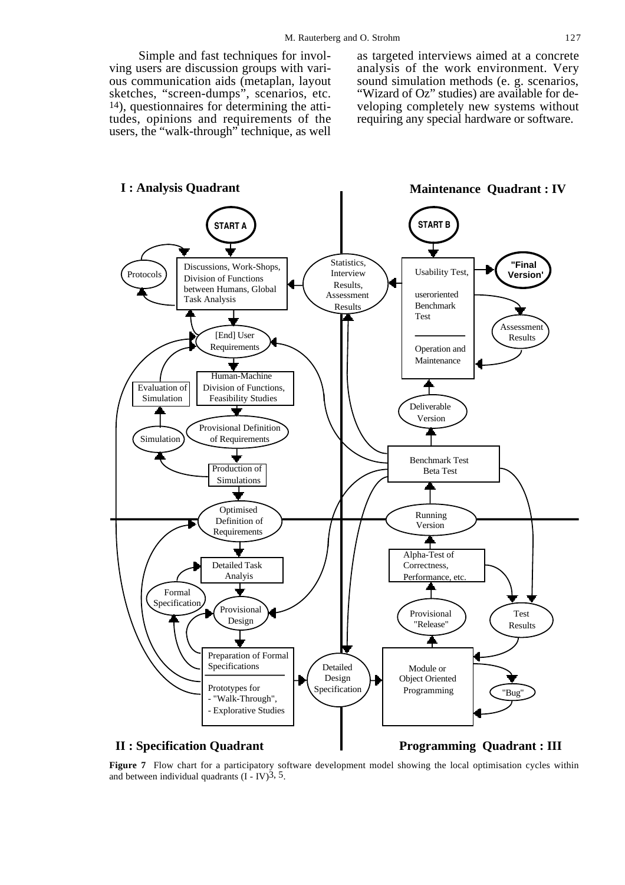Simple and fast techniques for involving users are discussion groups with various communication aids (metaplan, layout sketches, "screen-dumps", scenarios, etc. [14]), questionnaires for determining the attitudes, opinions and requirements of the users, the "walk-through" technique, as well as targeted interviews aimed at a concrete analysis of the work environment. Very sound simulation methods (e. g. scenarios, "Wizard of Oz" studies) are available for developing completely new systems without requiring any special hardware or software.

**I : Analysis Quadrant**

**Maintenance Quadrant : IV**

START A

START B

Protocols

Discussions, Work-Shops, Division of Functions between Humans, Global Task Analysis

Statistics, Interview Results, Assessment Results

Usability Test,

useroriented Benchmark Test

Operation and Maintenance

"Final Version'

Assessment Results

[End] User Requirements

Human-Machine Division of Functions, Feasibility Studies

Evaluation of Simulation

Deliverable Version

Simulation

Provisional Definition of Requirements

Production of Simulations

Benchmark Test Beta Test

Optimised Definition of Requirements

Running Version

Detailed Task Analyis

Alpha-Test of Correctness, Performance, etc.

Formal Specification

Provisional Design

Provisional "Release"

Test Results

Preparation of Formal Specifications

Prototypes for
- "Walk-Through",
- Explorative Studies

Detailed Design Specification

Module or Object Oriented Programming

"Bug"

**II : Specification Quadrant**

**Programming Quadrant : III**

**Figure 7** Flow chart for a participatory software development model showing the local optimisation cycles within and between individual quadrants (I - IV)[3, 5].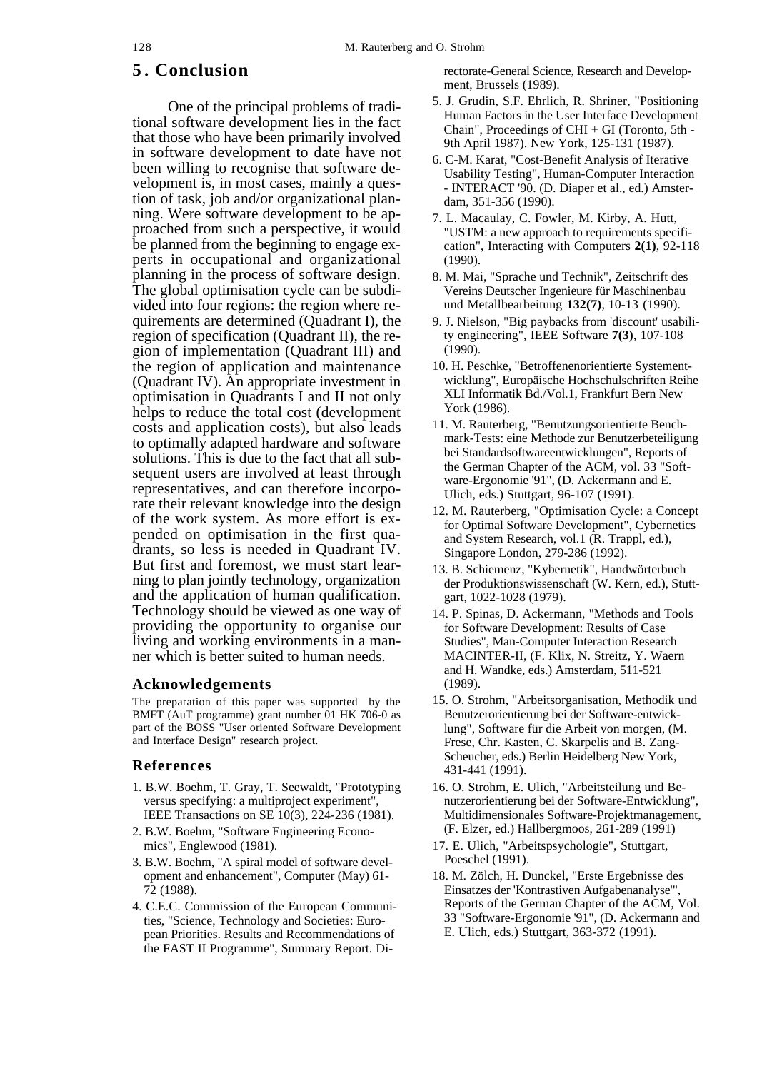## 5. Conclusion

One of the principal problems of traditional software development lies in the fact that those who have been primarily involved in software development to date have not been willing to recognise that software development is, in most cases, mainly a question of task, job and/or organizational planning. Were software development to be approached from such a perspective, it would be planned from the beginning to engage experts in occupational and organizational planning in the process of software design. The global optimisation cycle can be subdivided into four regions: the region where requirements are determined (Quadrant I), the region of specification (Quadrant II), the region of implementation (Quadrant III) and the region of application and maintenance (Quadrant IV). An appropriate investment in optimisation in Quadrants I and II not only helps to reduce the total cost (development costs and application costs), but also leads to optimally adapted hardware and software solutions. This is due to the fact that all subsequent users are involved at least through representatives, and can therefore incorporate their relevant knowledge into the design of the work system. As more effort is expended on optimisation in the first quadrants, so less is needed in Quadrant IV. But first and foremost, we must start learning to plan jointly technology, organization and the application of human qualification. Technology should be viewed as one way of providing the opportunity to organise our living and working environments in a manner which is better suited to human needs.

### Acknowledgements

The preparation of this paper was supported by the BMFT (AuT programme) grant number 01 HK 706-0 as part of the BOSS "User oriented Software Development and Interface Design" research project.

### References

1. B.W. Boehm, T. Gray, T. Seewaldt, "Prototyping versus specifying: a multiproject experiment", IEEE Transactions on SE 10(3), 224-236 (1981).
2. B.W. Boehm, "Software Engineering Economics", Englewood (1981).
3. B.W. Boehm, "A spiral model of software development and enhancement", Computer (May) 61-72 (1988).
4. C.E.C. Commission of the European Communities, "Science, Technology and Societies: European Priorities. Results and Recommendations of the FAST II Programme", Summary Report. Directorate-General Science, Research and Development, Brussels (1989).
5. J. Grudin, S.F. Ehrlich, R. Shriner, "Positioning Human Factors in the User Interface Development Chain", Proceedings of CHI + GI (Toronto, 5th - 9th April 1987). New York, 125-131 (1987).
6. C-M. Karat, "Cost-Benefit Analysis of Iterative Usability Testing", Human-Computer Interaction - INTERACT '90. (D. Diaper et al., ed.) Amsterdam, 351-356 (1990).
7. L. Macaulay, C. Fowler, M. Kirby, A. Hutt, "USTM: a new approach to requirements specification", Interacting with Computers **2(1)**, 92-118 (1990).
8. M. Mai, "Sprache und Technik", Zeitschrift des Vereins Deutscher Ingenieure für Maschinenbau und Metallbearbeitung **132(7)**, 10-13 (1990).
9. J. Nielson, "Big paybacks from 'discount' usability engineering", IEEE Software **7(3)**, 107-108 (1990).
10. H. Peschke, "Betroffenenorientierte Systementwicklung", Europäische Hochschulschriften Reihe XLI Informatik Bd./Vol.1, Frankfurt Bern New York (1986).
11. M. Rauterberg, "Benutzungsorientierte Benchmark-Tests: eine Methode zur Benutzerbeteiligung bei Standardsoftwareentwicklungen", Reports of the German Chapter of the ACM, vol. 33 "Software-Ergonomie '91", (D. Ackermann and E. Ulich, eds.) Stuttgart, 96-107 (1991).
12. M. Rauterberg, "Optimisation Cycle: a Concept for Optimal Software Development", Cybernetics and System Research, vol.1 (R. Trappl, ed.), Singapore London, 279-286 (1992).
13. B. Schiemenz, "Kybernetik", Handwörterbuch der Produktionswissenschaft (W. Kern, ed.), Stuttgart, 1022-1028 (1979).
14. P. Spinas, D. Ackermann, "Methods and Tools for Software Development: Results of Case Studies", Man-Computer Interaction Research MACINTER-II, (F. Klix, N. Streitz, Y. Waern and H. Wandke, eds.) Amsterdam, 511-521 (1989).
15. O. Strohm, "Arbeitsorganisation, Methodik und Benutzerorientierung bei der Software-entwicklung", Software für die Arbeit von morgen, (M. Frese, Chr. Kasten, C. Skarpelis and B. Zang-Scheucher, eds.) Berlin Heidelberg New York, 431-441 (1991).
16. O. Strohm, E. Ulich, "Arbeitsteilung und Benutzerorientierung bei der Software-Entwicklung", Multidimensionales Software-Projektmanagement, (F. Elzer, ed.) Hallbergmoos, 261-289 (1991)
17. E. Ulich, "Arbeitspsychologie", Stuttgart, Poeschel (1991).
18. M. Zölch, H. Dunckel, "Erste Ergebnisse des Einsatzes der 'Kontrastiven Aufgabenanalyse'", Reports of the German Chapter of the ACM, Vol. 33 "Software-Ergonomie '91", (D. Ackermann and E. Ulich, eds.) Stuttgart, 363-372 (1991).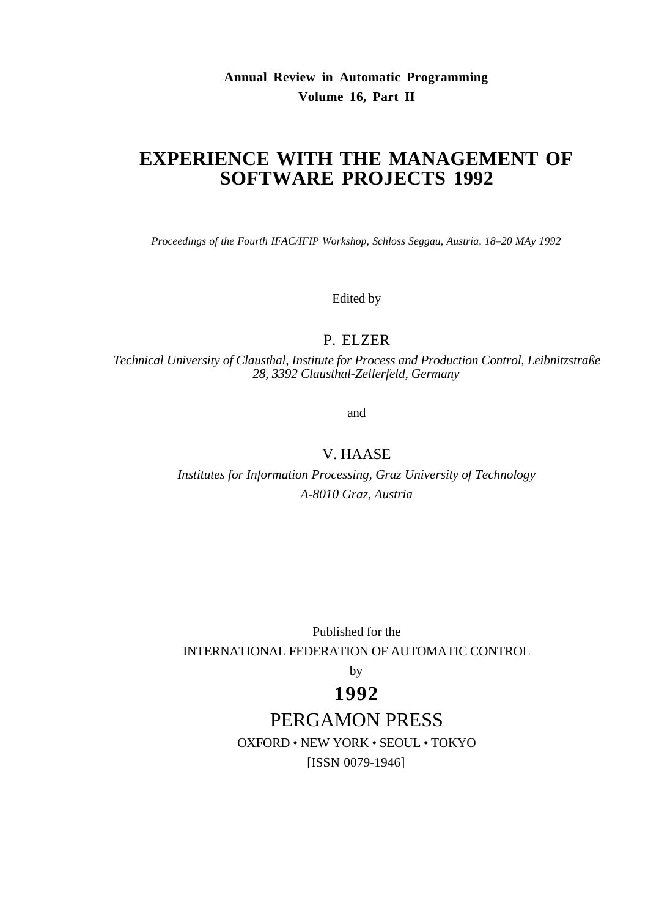**Annual Review in Automatic Programming**
**Volume 16, Part II**

# EXPERIENCE WITH THE MANAGEMENT OF SOFTWARE PROJECTS 1992

*Proceedings of the Fourth IFAC/IFIP Workshop, Schloss Seggau, Austria, 18–20 MAy 1992*

Edited by

P. ELZER

*Technical University of Clausthal, Institute for Process and Production Control, Leibnitzstraße 28, 3392 Clausthal-Zellerfeld, Germany*

and

V. HAASE

*Institutes for Information Processing, Graz University of Technology*
*A-8010 Graz, Austria*

Published for the

INTERNATIONAL FEDERATION OF AUTOMATIC CONTROL

by

**1992**

PERGAMON PRESS

OXFORD • NEW YORK • SEOUL • TOKYO

[ISSN 0079-1946]